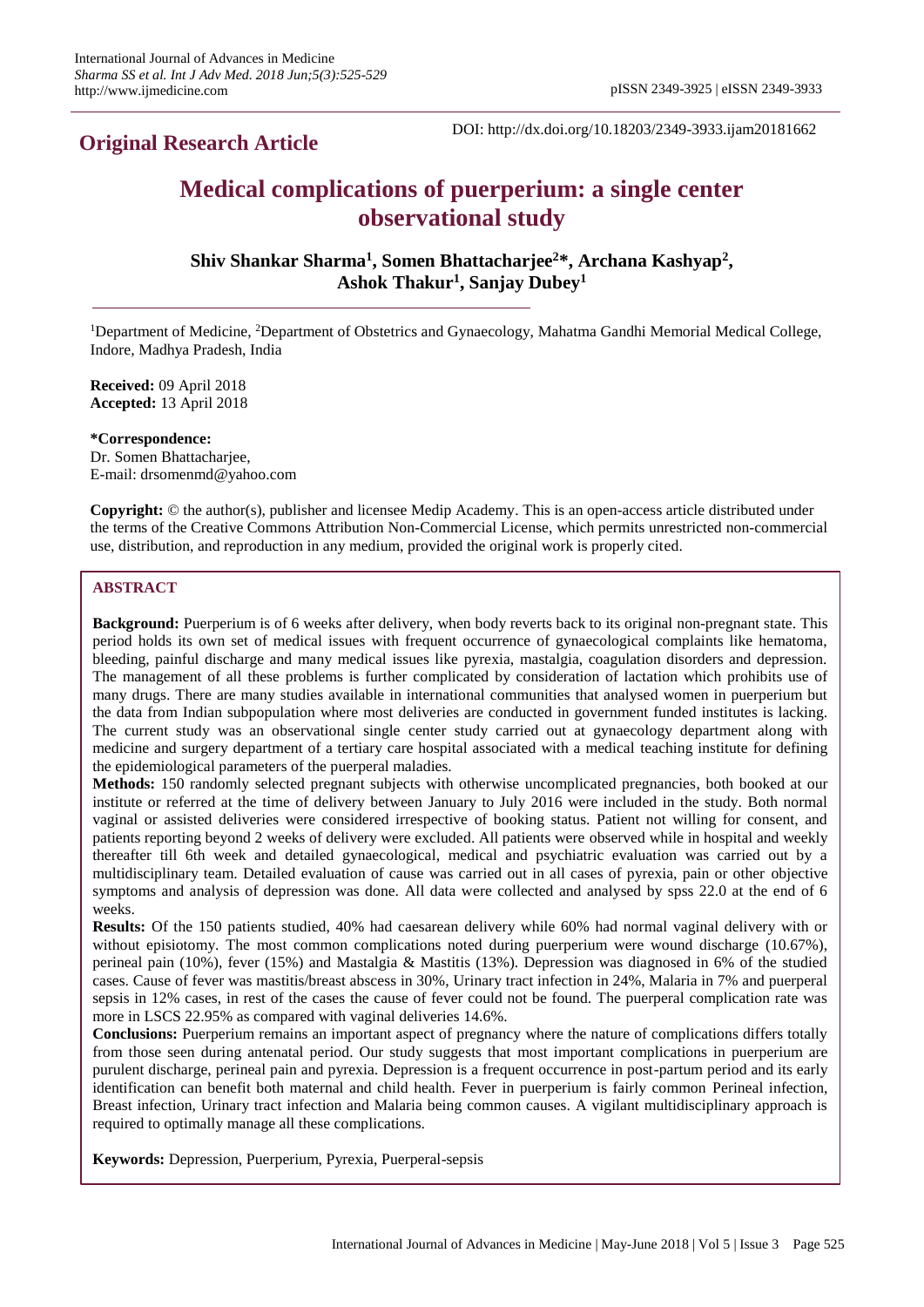## Original Research Article

DOI: http://dx.doi.org/10.18203/2349-3933.ijam20181662

# Medical complications of puerperium: a single center observational study

**Shiv Shankar Sharma[1], Somen Bhattacharjee[2]*, Archana Kashyap[2], Ashok Thakur[1], Sanjay Dubey[1]**

[1]Department of Medicine, [2]Department of Obstetrics and Gynaecology, Mahatma Gandhi Memorial Medical College, Indore, Madhya Pradesh, India

**Received:** 09 April 2018
**Accepted:** 13 April 2018

**\*Correspondence:**
Dr. Somen Bhattacharjee,
E-mail: drsomenmd@yahoo.com

**Copyright:** © the author(s), publisher and licensee Medip Academy. This is an open-access article distributed under the terms of the Creative Commons Attribution Non-Commercial License, which permits unrestricted non-commercial use, distribution, and reproduction in any medium, provided the original work is properly cited.

## ABSTRACT

**Background:** Puerperium is of 6 weeks after delivery, when body reverts back to its original non-pregnant state. This period holds its own set of medical issues with frequent occurrence of gynaecological complaints like hematoma, bleeding, painful discharge and many medical issues like pyrexia, mastalgia, coagulation disorders and depression. The management of all these problems is further complicated by consideration of lactation which prohibits use of many drugs. There are many studies available in international communities that analysed women in puerperium but the data from Indian subpopulation where most deliveries are conducted in government funded institutes is lacking. The current study was an observational single center study carried out at gynaecology department along with medicine and surgery department of a tertiary care hospital associated with a medical teaching institute for defining the epidemiological parameters of the puerperal maladies.

**Methods:** 150 randomly selected pregnant subjects with otherwise uncomplicated pregnancies, both booked at our institute or referred at the time of delivery between January to July 2016 were included in the study. Both normal vaginal or assisted deliveries were considered irrespective of booking status. Patient not willing for consent, and patients reporting beyond 2 weeks of delivery were excluded. All patients were observed while in hospital and weekly thereafter till 6th week and detailed gynaecological, medical and psychiatric evaluation was carried out by a multidisciplinary team. Detailed evaluation of cause was carried out in all cases of pyrexia, pain or other objective symptoms and analysis of depression was done. All data were collected and analysed by spss 22.0 at the end of 6 weeks.

**Results:** Of the 150 patients studied, 40% had caesarean delivery while 60% had normal vaginal delivery with or without episiotomy. The most common complications noted during puerperium were wound discharge (10.67%), perineal pain (10%), fever (15%) and Mastalgia & Mastitis (13%). Depression was diagnosed in 6% of the studied cases. Cause of fever was mastitis/breast abscess in 30%, Urinary tract infection in 24%, Malaria in 7% and puerperal sepsis in 12% cases, in rest of the cases the cause of fever could not be found. The puerperal complication rate was more in LSCS 22.95% as compared with vaginal deliveries 14.6%.

**Conclusions:** Puerperium remains an important aspect of pregnancy where the nature of complications differs totally from those seen during antenatal period. Our study suggests that most important complications in puerperium are purulent discharge, perineal pain and pyrexia. Depression is a frequent occurrence in post-partum period and its early identification can benefit both maternal and child health. Fever in puerperium is fairly common Perineal infection, Breast infection, Urinary tract infection and Malaria being common causes. A vigilant multidisciplinary approach is required to optimally manage all these complications.

**Keywords:** Depression, Puerperium, Pyrexia, Puerperal-sepsis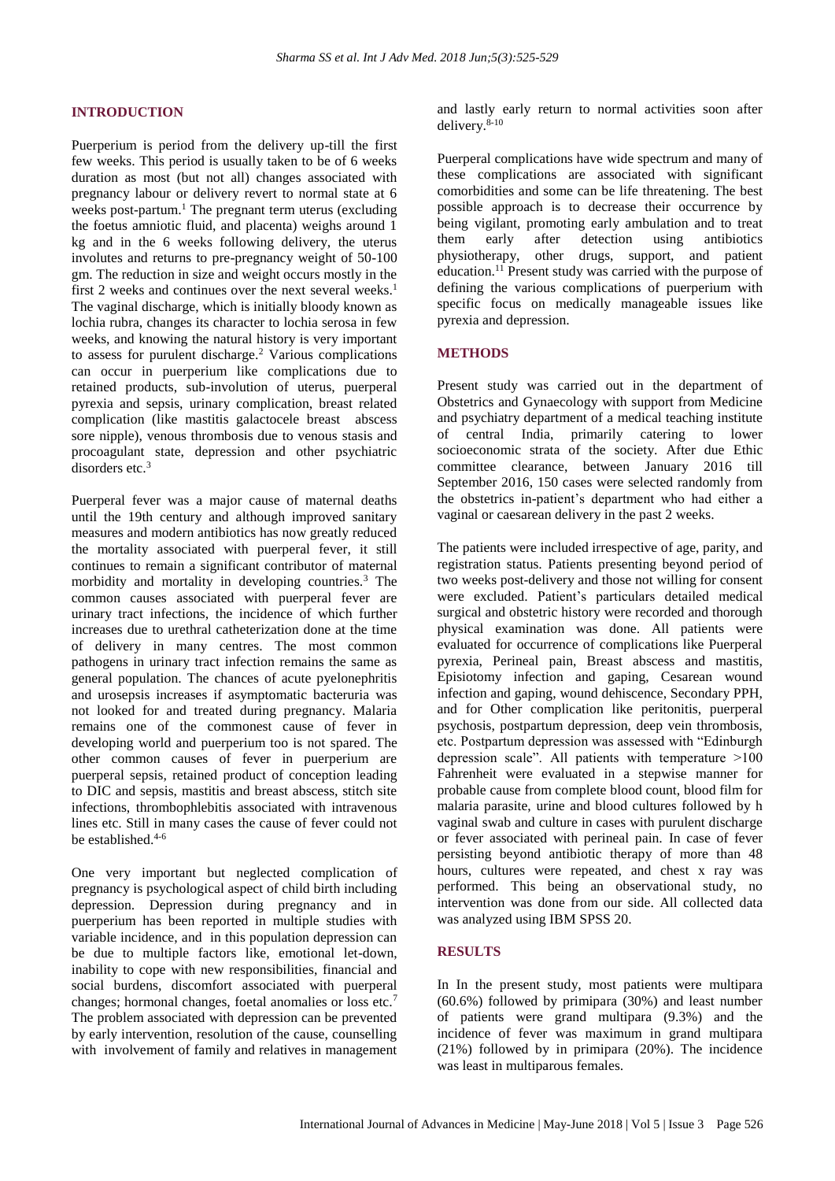## INTRODUCTION

Puerperium is period from the delivery up-till the first few weeks. This period is usually taken to be of 6 weeks duration as most (but not all) changes associated with pregnancy labour or delivery revert to normal state at 6 weeks post-partum.[1] The pregnant term uterus (excluding the foetus amniotic fluid, and placenta) weighs around 1 kg and in the 6 weeks following delivery, the uterus involutes and returns to pre-pregnancy weight of 50-100 gm. The reduction in size and weight occurs mostly in the first 2 weeks and continues over the next several weeks.[1] The vaginal discharge, which is initially bloody known as lochia rubra, changes its character to lochia serosa in few weeks, and knowing the natural history is very important to assess for purulent discharge.[2] Various complications can occur in puerperium like complications due to retained products, sub-involution of uterus, puerperal pyrexia and sepsis, urinary complication, breast related complication (like mastitis galactocele breast abscess sore nipple), venous thrombosis due to venous stasis and procoagulant state, depression and other psychiatric disorders etc.[3]

Puerperal fever was a major cause of maternal deaths until the 19th century and although improved sanitary measures and modern antibiotics has now greatly reduced the mortality associated with puerperal fever, it still continues to remain a significant contributor of maternal morbidity and mortality in developing countries.[3] The common causes associated with puerperal fever are urinary tract infections, the incidence of which further increases due to urethral catheterization done at the time of delivery in many centres. The most common pathogens in urinary tract infection remains the same as general population. The chances of acute pyelonephritis and urosepsis increases if asymptomatic bacteruria was not looked for and treated during pregnancy. Malaria remains one of the commonest cause of fever in developing world and puerperium too is not spared. The other common causes of fever in puerperium are puerperal sepsis, retained product of conception leading to DIC and sepsis, mastitis and breast abscess, stitch site infections, thrombophlebitis associated with intravenous lines etc. Still in many cases the cause of fever could not be established.[4-6]

One very important but neglected complication of pregnancy is psychological aspect of child birth including depression. Depression during pregnancy and in puerperium has been reported in multiple studies with variable incidence, and in this population depression can be due to multiple factors like, emotional let-down, inability to cope with new responsibilities, financial and social burdens, discomfort associated with puerperal changes; hormonal changes, foetal anomalies or loss etc.[7] The problem associated with depression can be prevented by early intervention, resolution of the cause, counselling with involvement of family and relatives in management and lastly early return to normal activities soon after delivery.[8-10]

Puerperal complications have wide spectrum and many of these complications are associated with significant comorbidities and some can be life threatening. The best possible approach is to decrease their occurrence by being vigilant, promoting early ambulation and to treat them early after detection using antibiotics physiotherapy, other drugs, support, and patient education.[11] Present study was carried with the purpose of defining the various complications of puerperium with specific focus on medically manageable issues like pyrexia and depression.

## METHODS

Present study was carried out in the department of Obstetrics and Gynaecology with support from Medicine and psychiatry department of a medical teaching institute of central India, primarily catering to lower socioeconomic strata of the society. After due Ethic committee clearance, between January 2016 till September 2016, 150 cases were selected randomly from the obstetrics in-patient's department who had either a vaginal or caesarean delivery in the past 2 weeks.

The patients were included irrespective of age, parity, and registration status. Patients presenting beyond period of two weeks post-delivery and those not willing for consent were excluded. Patient's particulars detailed medical surgical and obstetric history were recorded and thorough physical examination was done. All patients were evaluated for occurrence of complications like Puerperal pyrexia, Perineal pain, Breast abscess and mastitis, Episiotomy infection and gaping, Cesarean wound infection and gaping, wound dehiscence, Secondary PPH, and for Other complication like peritonitis, puerperal psychosis, postpartum depression, deep vein thrombosis, etc. Postpartum depression was assessed with "Edinburgh depression scale". All patients with temperature >100 Fahrenheit were evaluated in a stepwise manner for probable cause from complete blood count, blood film for malaria parasite, urine and blood cultures followed by h vaginal swab and culture in cases with purulent discharge or fever associated with perineal pain. In case of fever persisting beyond antibiotic therapy of more than 48 hours, cultures were repeated, and chest x ray was performed. This being an observational study, no intervention was done from our side. All collected data was analyzed using IBM SPSS 20.

## RESULTS

In In the present study, most patients were multipara (60.6%) followed by primipara (30%) and least number of patients were grand multipara (9.3%) and the incidence of fever was maximum in grand multipara (21%) followed by in primipara (20%). The incidence was least in multiparous females.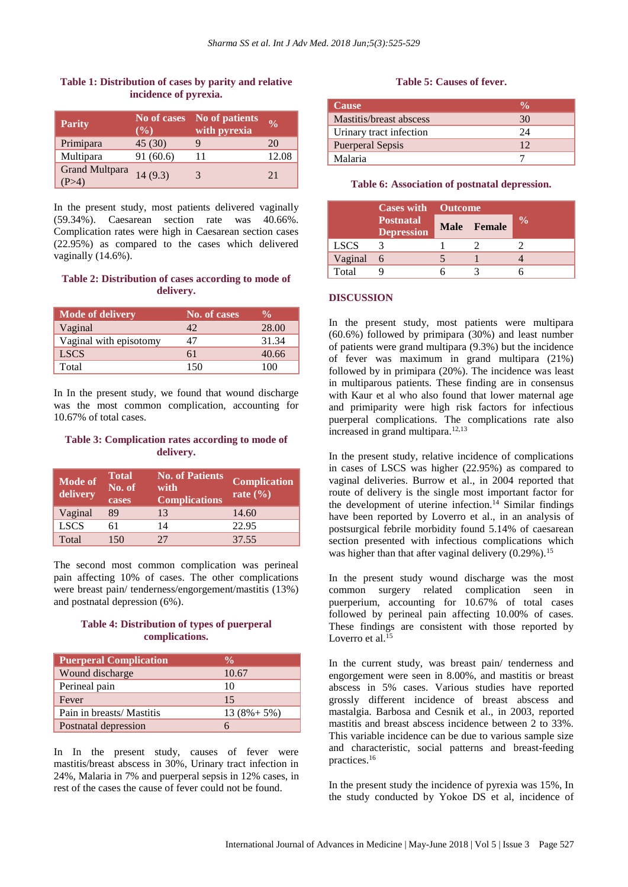**Table 1: Distribution of cases by parity and relative incidence of pyrexia.**

| Parity | No of cases (%) | No of patients with pyrexia | % |
|---|---|---|---|
| Primipara | 45 (30) | 9 | 20 |
| Multipara | 91 (60.6) | 11 | 12.08 |
| Grand Multpara (P>4) | 14 (9.3) | 3 | 21 |

In the present study, most patients delivered vaginally (59.34%). Caesarean section rate was 40.66%. Complication rates were high in Caesarean section cases (22.95%) as compared to the cases which delivered vaginally (14.6%).

**Table 2: Distribution of cases according to mode of delivery.**

| Mode of delivery | No. of cases | % |
|---|---|---|
| Vaginal | 42 | 28.00 |
| Vaginal with episotomy | 47 | 31.34 |
| LSCS | 61 | 40.66 |
| Total | 150 | 100 |

In In the present study, we found that wound discharge was the most common complication, accounting for 10.67% of total cases.

**Table 3: Complication rates according to mode of delivery.**

| Mode of delivery | Total No. of cases | No. of Patients with Complications | Complication rate (%) |
|---|---|---|---|
| Vaginal | 89 | 13 | 14.60 |
| LSCS | 61 | 14 | 22.95 |
| Total | 150 | 27 | 37.55 |

The second most common complication was perineal pain affecting 10% of cases. The other complications were breast pain/ tenderness/engorgement/mastitis (13%) and postnatal depression (6%).

**Table 4: Distribution of types of puerperal complications.**

| Puerperal Complication | % |
|---|---|
| Wound discharge | 10.67 |
| Perineal pain | 10 |
| Fever | 15 |
| Pain in breasts/ Mastitis | 13 (8%+ 5%) |
| Postnatal depression | 6 |

In In the present study, causes of fever were mastitis/breast abscess in 30%, Urinary tract infection in 24%, Malaria in 7% and puerperal sepsis in 12% cases, in rest of the cases the cause of fever could not be found.

**Table 5: Causes of fever.**

| Cause | % |
|---|---|
| Mastitis/breast abscess | 30 |
| Urinary tract infection | 24 |
| Puerperal Sepsis | 12 |
| Malaria | 7 |

**Table 6: Association of postnatal depression.**

| | Cases with Postnatal Depression | Outcome | | % |
|---|---|---|---|---|
| | | Male | Female | |
| LSCS | 3 | 1 | 2 | 2 |
| Vaginal | 6 | 5 | 1 | 4 |
| Total | 9 | 6 | 3 | 6 |

## DISCUSSION

In the present study, most patients were multipara (60.6%) followed by primipara (30%) and least number of patients were grand multipara (9.3%) but the incidence of fever was maximum in grand multipara (21%) followed by in primipara (20%). The incidence was least in multiparous patients. These finding are in consensus with Kaur et al who also found that lower maternal age and primiparity were high risk factors for infectious puerperal complications. The complications rate also increased in grand multipara.[12,13]

In the present study, relative incidence of complications in cases of LSCS was higher (22.95%) as compared to vaginal deliveries. Burrow et al., in 2004 reported that route of delivery is the single most important factor for the development of uterine infection.[14] Similar findings have been reported by Loverro et al., in an analysis of postsurgical febrile morbidity found 5.14% of caesarean section presented with infectious complications which was higher than that after vaginal delivery (0.29%).[15]

In the present study wound discharge was the most common surgery related complication seen in puerperium, accounting for 10.67% of total cases followed by perineal pain affecting 10.00% of cases. These findings are consistent with those reported by Loverro et al.[15]

In the current study, was breast pain/ tenderness and engorgement were seen in 8.00%, and mastitis or breast abscess in 5% cases. Various studies have reported grossly different incidence of breast abscess and mastalgia. Barbosa and Cesnik et al., in 2003, reported mastitis and breast abscess incidence between 2 to 33%. This variable incidence can be due to various sample size and characteristic, social patterns and breast-feeding practices.[16]

In the present study the incidence of pyrexia was 15%, In the study conducted by Yokoe DS et al, incidence of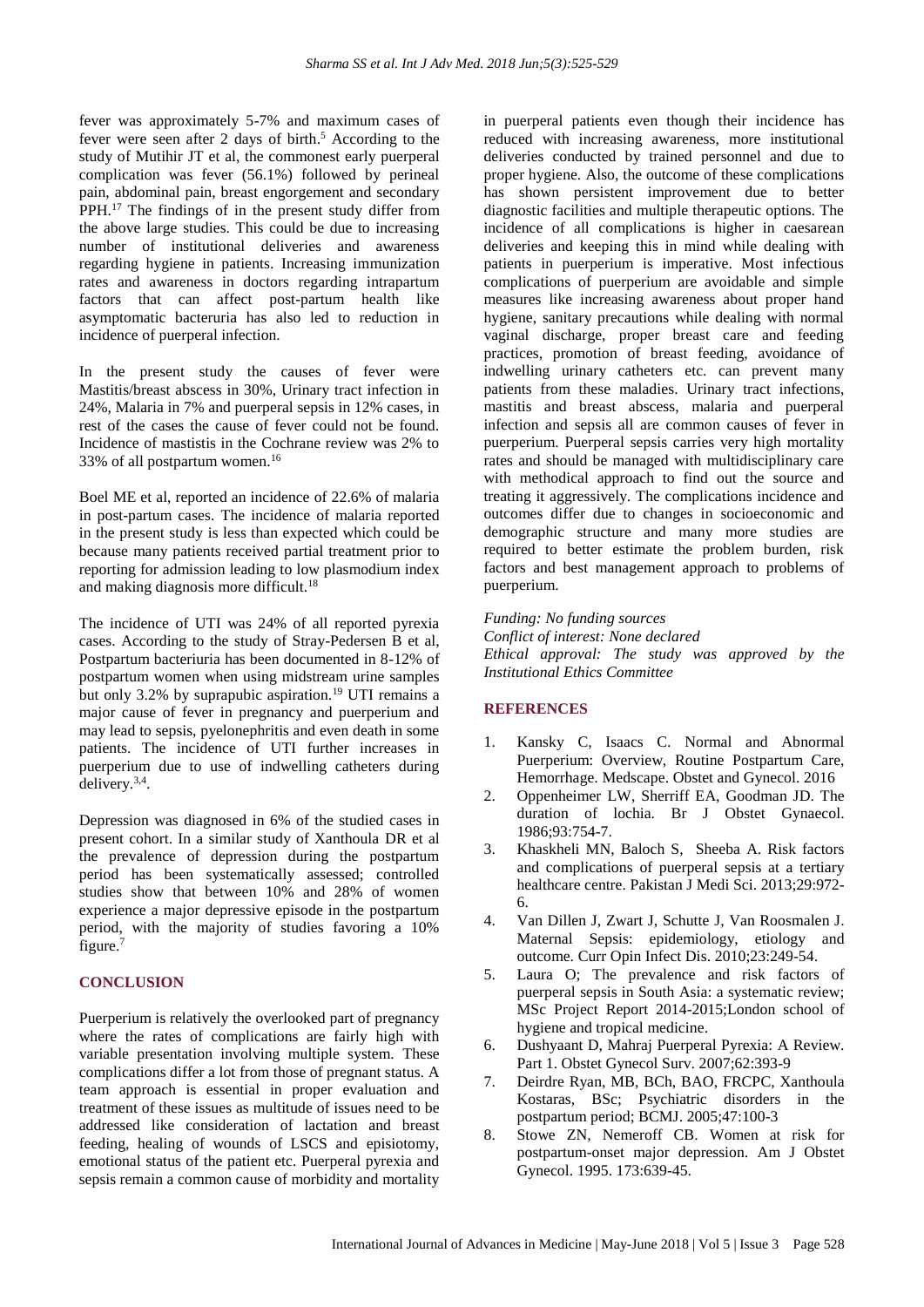fever was approximately 5-7% and maximum cases of fever were seen after 2 days of birth.[5] According to the study of Mutihir JT et al, the commonest early puerperal complication was fever (56.1%) followed by perineal pain, abdominal pain, breast engorgement and secondary PPH.[17] The findings of in the present study differ from the above large studies. This could be due to increasing number of institutional deliveries and awareness regarding hygiene in patients. Increasing immunization rates and awareness in doctors regarding intrapartum factors that can affect post-partum health like asymptomatic bacteruria has also led to reduction in incidence of puerperal infection.

In the present study the causes of fever were Mastitis/breast abscess in 30%, Urinary tract infection in 24%, Malaria in 7% and puerperal sepsis in 12% cases, in rest of the cases the cause of fever could not be found. Incidence of mastistis in the Cochrane review was 2% to 33% of all postpartum women.[16]

Boel ME et al, reported an incidence of 22.6% of malaria in post-partum cases. The incidence of malaria reported in the present study is less than expected which could be because many patients received partial treatment prior to reporting for admission leading to low plasmodium index and making diagnosis more difficult.[18]

The incidence of UTI was 24% of all reported pyrexia cases. According to the study of Stray-Pedersen B et al, Postpartum bacteriuria has been documented in 8-12% of postpartum women when using midstream urine samples but only 3.2% by suprapubic aspiration.[19] UTI remains a major cause of fever in pregnancy and puerperium and may lead to sepsis, pyelonephritis and even death in some patients. The incidence of UTI further increases in puerperium due to use of indwelling catheters during delivery.[3,4].

Depression was diagnosed in 6% of the studied cases in present cohort. In a similar study of Xanthoula DR et al the prevalence of depression during the postpartum period has been systematically assessed; controlled studies show that between 10% and 28% of women experience a major depressive episode in the postpartum period, with the majority of studies favoring a 10% figure.[7]

## CONCLUSION

Puerperium is relatively the overlooked part of pregnancy where the rates of complications are fairly high with variable presentation involving multiple system. These complications differ a lot from those of pregnant status. A team approach is essential in proper evaluation and treatment of these issues as multitude of issues need to be addressed like consideration of lactation and breast feeding, healing of wounds of LSCS and episiotomy, emotional status of the patient etc. Puerperal pyrexia and sepsis remain a common cause of morbidity and mortality in puerperal patients even though their incidence has reduced with increasing awareness, more institutional deliveries conducted by trained personnel and due to proper hygiene. Also, the outcome of these complications has shown persistent improvement due to better diagnostic facilities and multiple therapeutic options. The incidence of all complications is higher in caesarean deliveries and keeping this in mind while dealing with patients in puerperium is imperative. Most infectious complications of puerperium are avoidable and simple measures like increasing awareness about proper hand hygiene, sanitary precautions while dealing with normal vaginal discharge, proper breast care and feeding practices, promotion of breast feeding, avoidance of indwelling urinary catheters etc. can prevent many patients from these maladies. Urinary tract infections, mastitis and breast abscess, malaria and puerperal infection and sepsis all are common causes of fever in puerperium. Puerperal sepsis carries very high mortality rates and should be managed with multidisciplinary care with methodical approach to find out the source and treating it aggressively. The complications incidence and outcomes differ due to changes in socioeconomic and demographic structure and many more studies are required to better estimate the problem burden, risk factors and best management approach to problems of puerperium.

*Funding: No funding sources*
*Conflict of interest: None declared*
*Ethical approval: The study was approved by the Institutional Ethics Committee*

## REFERENCES

1. Kansky C, Isaacs C. Normal and Abnormal Puerperium: Overview, Routine Postpartum Care, Hemorrhage. Medscape. Obstet and Gynecol. 2016
2. Oppenheimer LW, Sherriff EA, Goodman JD. The duration of lochia. Br J Obstet Gynaecol. 1986;93:754-7.
3. Khaskheli MN, Baloch S, Sheeba A. Risk factors and complications of puerperal sepsis at a tertiary healthcare centre. Pakistan J Medi Sci. 2013;29:972-6.
4. Van Dillen J, Zwart J, Schutte J, Van Roosmalen J. Maternal Sepsis: epidemiology, etiology and outcome. Curr Opin Infect Dis. 2010;23:249-54.
5. Laura O; The prevalence and risk factors of puerperal sepsis in South Asia: a systematic review; MSc Project Report 2014-2015;London school of hygiene and tropical medicine.
6. Dushyaant D, Mahraj Puerperal Pyrexia: A Review. Part 1. Obstet Gynecol Surv. 2007;62:393-9
7. Deirdre Ryan, MB, BCh, BAO, FRCPC, Xanthoula Kostaras, BSc; Psychiatric disorders in the postpartum period; BCMJ. 2005;47:100-3
8. Stowe ZN, Nemeroff CB. Women at risk for postpartum-onset major depression. Am J Obstet Gynecol. 1995. 173:639-45.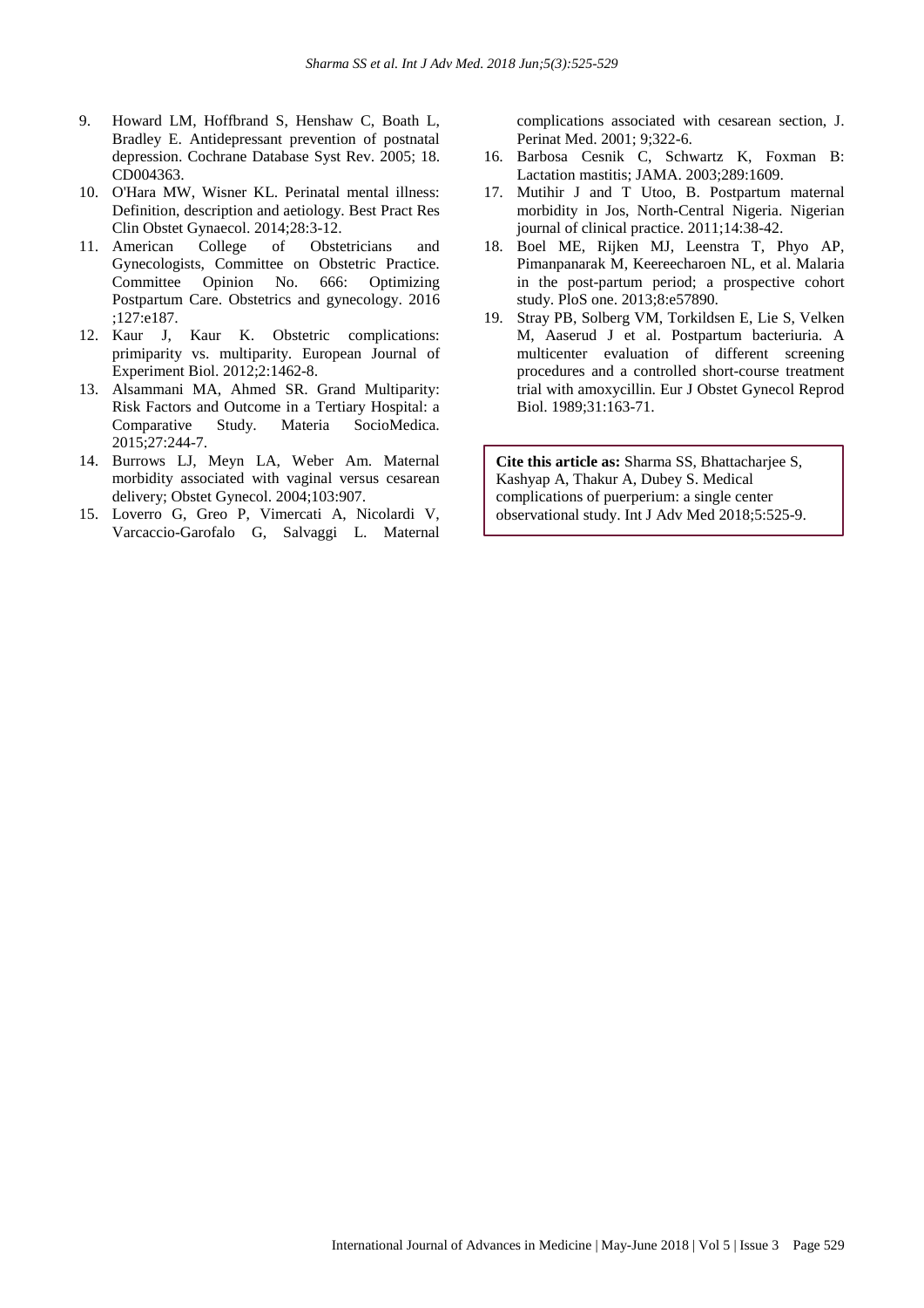9. Howard LM, Hoffbrand S, Henshaw C, Boath L, Bradley E. Antidepressant prevention of postnatal depression. Cochrane Database Syst Rev. 2005; 18. CD004363.
10. O'Hara MW, Wisner KL. Perinatal mental illness: Definition, description and aetiology. Best Pract Res Clin Obstet Gynaecol. 2014;28:3-12.
11. American College of Obstetricians and Gynecologists, Committee on Obstetric Practice. Committee Opinion No. 666: Optimizing Postpartum Care. Obstetrics and gynecology. 2016 ;127:e187.
12. Kaur J, Kaur K. Obstetric complications: primiparity vs. multiparity. European Journal of Experiment Biol. 2012;2:1462-8.
13. Alsammani MA, Ahmed SR. Grand Multiparity: Risk Factors and Outcome in a Tertiary Hospital: a Comparative Study. Materia SocioMedica. 2015;27:244-7.
14. Burrows LJ, Meyn LA, Weber Am. Maternal morbidity associated with vaginal versus cesarean delivery; Obstet Gynecol. 2004;103:907.
15. Loverro G, Greo P, Vimercati A, Nicolardi V, Varcaccio-Garofalo G, Salvaggi L. Maternal complications associated with cesarean section, J. Perinat Med. 2001; 9;322-6.
16. Barbosa Cesnik C, Schwartz K, Foxman B: Lactation mastitis; JAMA. 2003;289:1609.
17. Mutihir J and T Utoo, B. Postpartum maternal morbidity in Jos, North-Central Nigeria. Nigerian journal of clinical practice. 2011;14:38-42.
18. Boel ME, Rijken MJ, Leenstra T, Phyo AP, Pimanpanarak M, Keereecharoen NL, et al. Malaria in the post-partum period; a prospective cohort study. PloS one. 2013;8:e57890.
19. Stray PB, Solberg VM, Torkildsen E, Lie S, Velken M, Aaserud J et al. Postpartum bacteriuria. A multicenter evaluation of different screening procedures and a controlled short-course treatment trial with amoxycillin. Eur J Obstet Gynecol Reprod Biol. 1989;31:163-71.

**Cite this article as:** Sharma SS, Bhattacharjee S, Kashyap A, Thakur A, Dubey S. Medical complications of puerperium: a single center observational study. Int J Adv Med 2018;5:525-9.